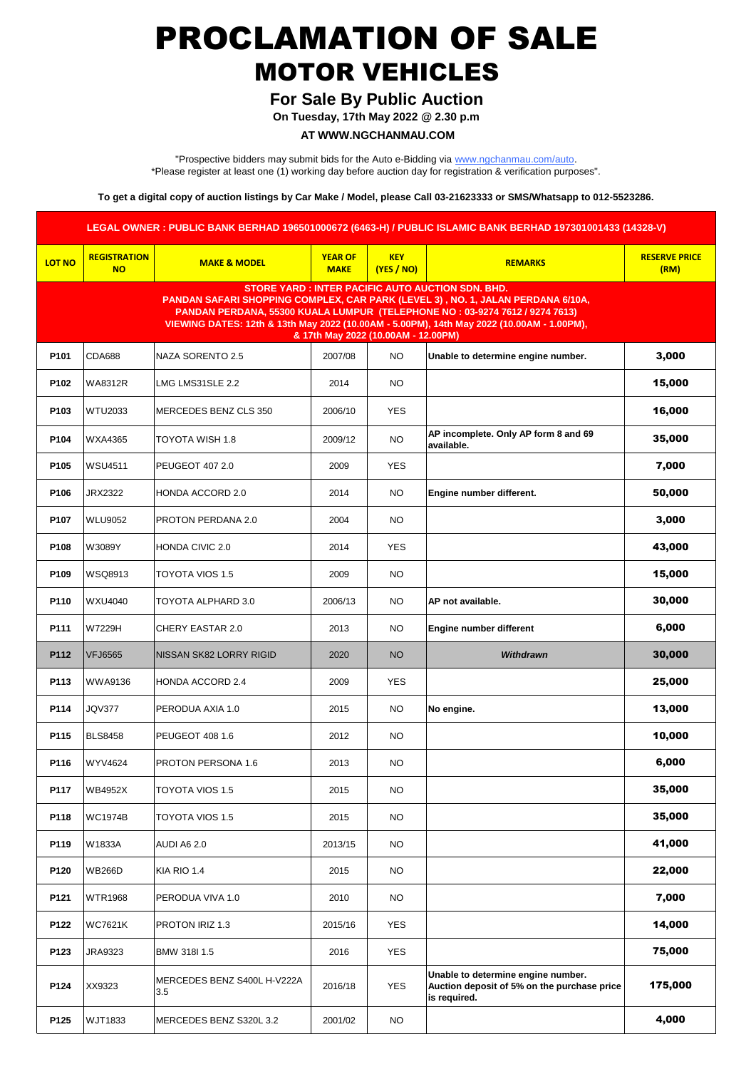# PROCLAMATION OF SALE

## MOTOR VEHICLES

### For Sale By Public Auction

**On Tuesday, 17th May 2022 @ 2.30 p.m**

**AT WWW.NGCHANMAU.COM**

"Prospective bidders may submit bids for the Auto e-Bidding via www.ngchanmau.com/auto.
*Please register at least one (1) working day before auction day for registration & verification purposes".

**To get a digital copy of auction listings by Car Make / Model, please Call 03-21623333 or SMS/Whatsapp to 012-5523286.**

**LEGAL OWNER : PUBLIC BANK BERHAD 196501000672 (6463-H) / PUBLIC ISLAMIC BANK BERHAD 197301001433 (14328-V)**

| LOT NO | REGISTRATION NO | MAKE & MODEL | YEAR OF MAKE | KEY (YES / NO) | REMARKS | RESERVE PRICE (RM) |
|---|---|---|---|---|---|---|
| **STORE YARD : INTER PACIFIC AUTO AUCTION SDN. BHD. PANDAN SAFARI SHOPPING COMPLEX, CAR PARK (LEVEL 3) , NO. 1, JALAN PERDANA 6/10A, PANDAN PERDANA, 55300 KUALA LUMPUR (TELEPHONE NO : 03-9274 7612 / 9274 7613) VIEWING DATES: 12th & 13th May 2022 (10.00AM - 5.00PM), 14th May 2022 (10.00AM - 1.00PM), & 17th May 2022 (10.00AM - 12.00PM)** | | | | | | |
| P101 | CDA688 | NAZA SORENTO 2.5 | 2007/08 | NO | **Unable to determine engine number.** | 3,000 |
| P102 | WA8312R | LMG LMS31SLE 2.2 | 2014 | NO | | 15,000 |
| P103 | WTU2033 | MERCEDES BENZ CLS 350 | 2006/10 | YES | | 16,000 |
| P104 | WXA4365 | TOYOTA WISH 1.8 | 2009/12 | NO | **AP incomplete. Only AP form 8 and 69 available.** | 35,000 |
| P105 | WSU4511 | PEUGEOT 407 2.0 | 2009 | YES | | 7,000 |
| P106 | JRX2322 | HONDA ACCORD 2.0 | 2014 | NO | **Engine number different.** | 50,000 |
| P107 | WLU9052 | PROTON PERDANA 2.0 | 2004 | NO | | 3,000 |
| P108 | W3089Y | HONDA CIVIC 2.0 | 2014 | YES | | 43,000 |
| P109 | WSQ8913 | TOYOTA VIOS 1.5 | 2009 | NO | | 15,000 |
| P110 | WXU4040 | TOYOTA ALPHARD 3.0 | 2006/13 | NO | **AP not available.** | 30,000 |
| P111 | W7229H | CHERY EASTAR 2.0 | 2013 | NO | **Engine number different** | 6,000 |
| P112 | VFJ6565 | NISSAN SK82 LORRY RIGID | 2020 | NO | ***Withdrawn*** | 30,000 |
| P113 | WWA9136 | HONDA ACCORD 2.4 | 2009 | YES | | 25,000 |
| P114 | JQV377 | PERODUA AXIA 1.0 | 2015 | NO | **No engine.** | 13,000 |
| P115 | BLS8458 | PEUGEOT 408 1.6 | 2012 | NO | | 10,000 |
| P116 | WYV4624 | PROTON PERSONA 1.6 | 2013 | NO | | 6,000 |
| P117 | WB4952X | TOYOTA VIOS 1.5 | 2015 | NO | | 35,000 |
| P118 | WC1974B | TOYOTA VIOS 1.5 | 2015 | NO | | 35,000 |
| P119 | W1833A | AUDI A6 2.0 | 2013/15 | NO | | 41,000 |
| P120 | WB266D | KIA RIO 1.4 | 2015 | NO | | 22,000 |
| P121 | WTR1968 | PERODUA VIVA 1.0 | 2010 | NO | | 7,000 |
| P122 | WC7621K | PROTON IRIZ 1.3 | 2015/16 | YES | | 14,000 |
| P123 | JRA9323 | BMW 318I 1.5 | 2016 | YES | | 75,000 |
| P124 | XX9323 | MERCEDES BENZ S400L H-V222A 3.5 | 2016/18 | YES | **Unable to determine engine number. Auction deposit of 5% on the purchase price is required.** | 175,000 |
| P125 | WJT1833 | MERCEDES BENZ S320L 3.2 | 2001/02 | NO | | 4,000 |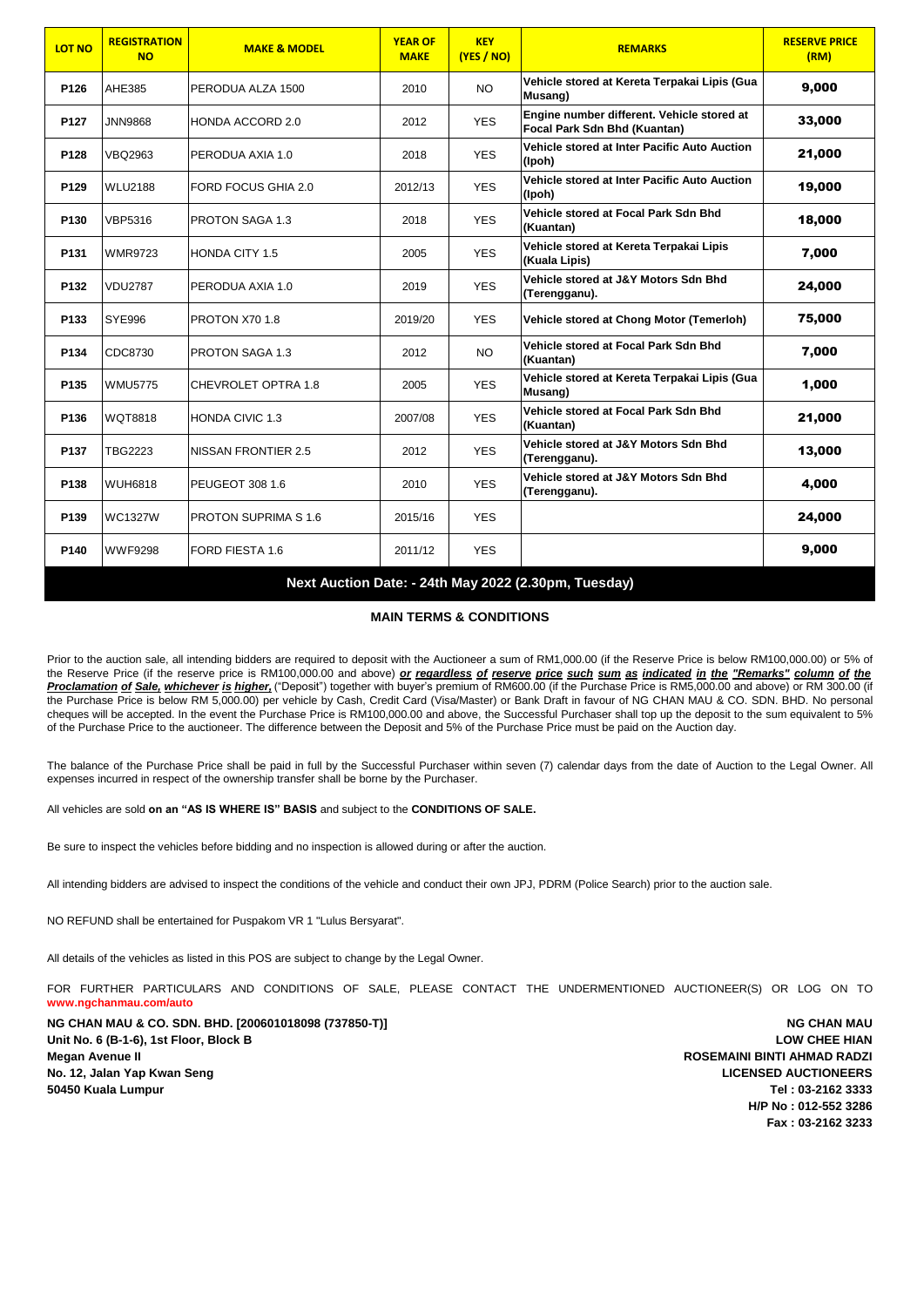| LOT NO | REGISTRATION NO | MAKE & MODEL | YEAR OF MAKE | KEY (YES / NO) | REMARKS | RESERVE PRICE (RM) |
|---|---|---|---|---|---|---|
| P126 | AHE385 | PERODUA ALZA 1500 | 2010 | NO | Vehicle stored at Kereta Terpakai Lipis (Gua Musang) | 9,000 |
| P127 | JNN9868 | HONDA ACCORD 2.0 | 2012 | YES | Engine number different. Vehicle stored at Focal Park Sdn Bhd (Kuantan) | 33,000 |
| P128 | VBQ2963 | PERODUA AXIA 1.0 | 2018 | YES | Vehicle stored at Inter Pacific Auto Auction (Ipoh) | 21,000 |
| P129 | WLU2188 | FORD FOCUS GHIA 2.0 | 2012/13 | YES | Vehicle stored at Inter Pacific Auto Auction (Ipoh) | 19,000 |
| P130 | VBP5316 | PROTON SAGA 1.3 | 2018 | YES | Vehicle stored at Focal Park Sdn Bhd (Kuantan) | 18,000 |
| P131 | WMR9723 | HONDA CITY 1.5 | 2005 | YES | Vehicle stored at Kereta Terpakai Lipis (Kuala Lipis) | 7,000 |
| P132 | VDU2787 | PERODUA AXIA 1.0 | 2019 | YES | Vehicle stored at J&Y Motors Sdn Bhd (Terengganu). | 24,000 |
| P133 | SYE996 | PROTON X70 1.8 | 2019/20 | YES | Vehicle stored at Chong Motor (Temerloh) | 75,000 |
| P134 | CDC8730 | PROTON SAGA 1.3 | 2012 | NO | Vehicle stored at Focal Park Sdn Bhd (Kuantan) | 7,000 |
| P135 | WMU5775 | CHEVROLET OPTRA 1.8 | 2005 | YES | Vehicle stored at Kereta Terpakai Lipis (Gua Musang) | 1,000 |
| P136 | WQT8818 | HONDA CIVIC 1.3 | 2007/08 | YES | Vehicle stored at Focal Park Sdn Bhd (Kuantan) | 21,000 |
| P137 | TBG2223 | NISSAN FRONTIER 2.5 | 2012 | YES | Vehicle stored at J&Y Motors Sdn Bhd (Terengganu). | 13,000 |
| P138 | WUH6818 | PEUGEOT 308 1.6 | 2010 | YES | Vehicle stored at J&Y Motors Sdn Bhd (Terengganu). | 4,000 |
| P139 | WC1327W | PROTON SUPRIMA S 1.6 | 2015/16 | YES | | 24,000 |
| P140 | WWF9298 | FORD FIESTA 1.6 | 2011/12 | YES | | 9,000 |

**Next Auction Date: - 24th May 2022 (2.30pm, Tuesday)**

## MAIN TERMS & CONDITIONS

Prior to the auction sale, all intending bidders are required to deposit with the Auctioneer a sum of RM1,000.00 (if the Reserve Price is below RM100,000.00) or 5% of the Reserve Price (if the reserve price is RM100,000.00 and above) ***or regardless of reserve price such sum as indicated in the "Remarks" column of the Proclamation of Sale, whichever is higher,*** ("Deposit") together with buyer's premium of RM600.00 (if the Purchase Price is RM5,000.00 and above) or RM 300.00 (if the Purchase Price is below RM 5,000.00) per vehicle by Cash, Credit Card (Visa/Master) or Bank Draft in favour of NG CHAN MAU & CO. SDN. BHD. No personal cheques will be accepted. In the event the Purchase Price is RM100,000.00 and above, the Successful Purchaser shall top up the deposit to the sum equivalent to 5% of the Purchase Price to the auctioneer. The difference between the Deposit and 5% of the Purchase Price must be paid on the Auction day.

The balance of the Purchase Price shall be paid in full by the Successful Purchaser within seven (7) calendar days from the date of Auction to the Legal Owner. All expenses incurred in respect of the ownership transfer shall be borne by the Purchaser.

All vehicles are sold **on an "AS IS WHERE IS" BASIS** and subject to the **CONDITIONS OF SALE.**

Be sure to inspect the vehicles before bidding and no inspection is allowed during or after the auction.

All intending bidders are advised to inspect the conditions of the vehicle and conduct their own JPJ, PDRM (Police Search) prior to the auction sale.

NO REFUND shall be entertained for Puspakom VR 1 "Lulus Bersyarat".

All details of the vehicles as listed in this POS are subject to change by the Legal Owner.

FOR FURTHER PARTICULARS AND CONDITIONS OF SALE, PLEASE CONTACT THE UNDERMENTIONED AUCTIONEER(S) OR LOG ON TO **www.ngchanmau.com/auto**

**NG CHAN MAU & CO. SDN. BHD. [200601018098 (737850-T)]**
**Unit No. 6 (B-1-6), 1st Floor, Block B**
**Megan Avenue II**
**No. 12, Jalan Yap Kwan Seng**
**50450 Kuala Lumpur**

**NG CHAN MAU**
**LOW CHEE HIAN**
**ROSEMAINI BINTI AHMAD RADZI**
**LICENSED AUCTIONEERS**
**Tel : 03-2162 3333**
**H/P No : 012-552 3286**
**Fax : 03-2162 3233**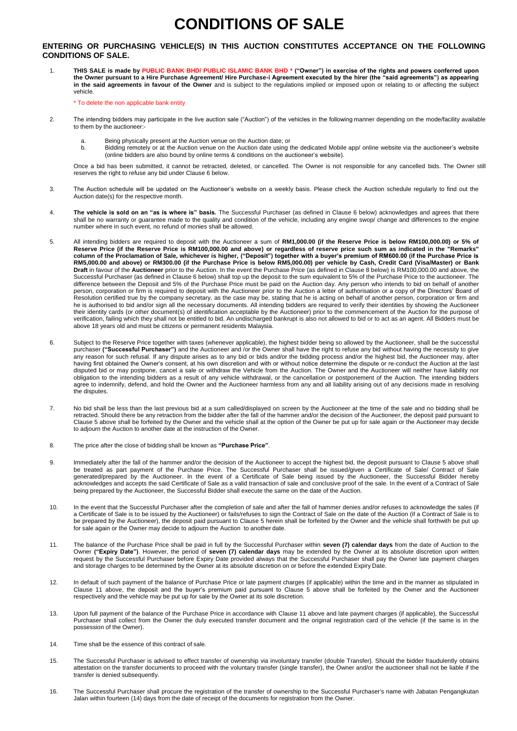# CONDITIONS OF SALE

**ENTERING OR PURCHASING VEHICLE(S) IN THIS AUCTION CONSTITUTES ACCEPTANCE ON THE FOLLOWING CONDITIONS OF SALE.**

1. **THIS SALE is made by PUBLIC BANK BHD/ PUBLIC ISLAMIC BANK BHD * ("Owner") in exercise of the rights and powers conferred upon the Owner pursuant to a Hire Purchase Agreement/ Hire Purchase-i Agreement executed by the hirer (the "said agreements") as appearing in the said agreements in favour of the Owner** and is subject to the regulations implied or imposed upon or relating to or affecting the subject vehicle.

   * To delete the non applicable bank entity

2. The intending bidders may participate in the live auction sale ("Auction") of the vehicles in the following manner depending on the mode/facility available to them by the auctioneer:-

   a. Being physically present at the Auction venue on the Auction date; or
   b. Bidding remotely or at the Auction venue on the Auction date using the dedicated Mobile app/ online website via the auctioneer's website (online bidders are also bound by online terms & conditions on the auctioneer's website).

   Once a bid has been submitted, it cannot be retracted, deleted, or cancelled. The Owner is not responsible for any cancelled bids. The Owner still reserves the right to refuse any bid under Clause 6 below.

3. The Auction schedule will be updated on the Auctioneer's website on a weekly basis. Please check the Auction schedule regularly to find out the Auction date(s) for the respective month.

4. **The vehicle is sold on an "as is where is" basis.** The Successful Purchaser (as defined in Clause 6 below) acknowledges and agrees that there shall be no warranty or guarantee made to the quality and condition of the vehicle, including any engine swop/ change and differences to the engine number where in such event, no refund of monies shall be allowed.

5. All intending bidders are required to deposit with the Auctioneer a sum of **RM1,000.00 (if the Reserve Price is below RM100,000.00) or 5% of Reserve Price (if the Reserve Price is RM100,000.00 and above) or regardless of reserve price such sum as indicated in the "Remarks" column of the Proclamation of Sale, whichever is higher, ("Deposit") together with a buyer's premium of RM600.00 (if the Purchase Price is RM5,000.00 and above) or RM300.00 (if the Purchase Price is below RM5,000.00) per vehicle by Cash, Credit Card (Visa/Master) or Bank Draft** in favour of the **Auctioneer** prior to the Auction. In the event the Purchase Price (as defined in Clause 8 below) is RM100,000.00 and above, the Successful Purchaser (as defined in Clause 6 below) shall top up the deposit to the sum equivalent to 5% of the Purchase Price to the auctioneer. The difference between the Deposit and 5% of the Purchase Price must be paid on the Auction day. Any person who intends to bid on behalf of another person, corporation or firm is required to deposit with the Auctioneer prior to the Auction a letter of authorisation or a copy of the Directors' Board of Resolution certified true by the company secretary, as the case may be, stating that he is acting on behalf of another person, corporation or firm and he is authorised to bid and/or sign all the necessary documents. All intending bidders are required to verify their identities by showing the Auctioneer their identity cards (or other document(s) of identification acceptable by the Auctioneer) prior to the commencement of the Auction for the purpose of verification, failing which they shall not be entitled to bid. An undischarged bankrupt is also not allowed to bid or to act as an agent. All Bidders must be above 18 years old and must be citizens or permanent residents Malaysia.

6. Subject to the Reserve Price together with taxes (whenever applicable), the highest bidder being so allowed by the Auctioneer, shall be the successful purchaser **("Successful Purchaser")** and the Auctioneer and /or the Owner shall have the right to refuse any bid without having the necessity to give any reason for such refusal. If any dispute arises as to any bid or bids and/or the bidding process and/or the highest bid, the Auctioneer may, after having first obtained the Owner's consent, at his own discretion and with or without notice determine the dispute or re-conduct the Auction at the last disputed bid or may postpone, cancel a sale or withdraw the Vehicle from the Auction. The Owner and the Auctioneer will neither have liability nor obligation to the intending bidders as a result of any vehicle withdrawal, or the cancellation or postponement of the Auction. The intending bidders agree to indemnify, defend, and hold the Owner and the Auctioneer harmless from any and all liability arising out of any decisions made in resolving the disputes.

7. No bid shall be less than the last previous bid at a sum called/displayed on screen by the Auctioneer at the time of the sale and no bidding shall be retracted. Should there be any retraction from the bidder after the fall of the hammer and/or the decision of the Auctioneer, the deposit paid pursuant to Clause 5 above shall be forfeited by the Owner and the vehicle shall at the option of the Owner be put up for sale again or the Auctioneer may decide to adjourn the Auction to another date at the instruction of the Owner.

8. The price after the close of bidding shall be known as **"Purchase Price"**.

9. Immediately after the fall of the hammer and/or the decision of the Auctioneer to accept the highest bid, the deposit pursuant to Clause 5 above shall be treated as part payment of the Purchase Price. The Successful Purchaser shall be issued/given a Certificate of Sale/ Contract of Sale generated/prepared by the Auctioneer. In the event of a Certificate of Sale being issued by the Auctioneer, the Successful Bidder hereby acknowledges and accepts the said Certificate of Sale as a valid transaction of sale and conclusive proof of the sale. In the event of a Contract of Sale being prepared by the Auctioneer, the Successful Bidder shall execute the same on the date of the Auction.

10. In the event that the Successful Purchaser after the completion of sale and after the fall of hammer denies and/or refuses to acknowledge the sales (if a Certificate of Sale is to be issued by the Auctioneer) or fails/refuses to sign the Contract of Sale on the date of the Auction (if a Contract of Sale is to be prepared by the Auctioneer), the deposit paid pursuant to Clause 5 herein shall be forfeited by the Owner and the vehicle shall forthwith be put up for sale again or the Owner may decide to adjourn the Auction to another date.

11. The balance of the Purchase Price shall be paid in full by the Successful Purchaser within **seven (7) calendar days** from the date of Auction to the Owner **("Expiry Date")**. However, the period of **seven (7) calendar days** may be extended by the Owner at its absolute discretion upon written request by the Successful Purchaser before Expiry Date provided always that the Successful Purchaser shall pay the Owner late payment charges and storage charges to be determined by the Owner at its absolute discretion on or before the extended Expiry Date.

12. In default of such payment of the balance of Purchase Price or late payment charges (if applicable) within the time and in the manner as stipulated in Clause 11 above, the deposit and the buyer's premium paid pursuant to Clause 5 above shall be forfeited by the Owner and the Auctioneer respectively and the vehicle may be put up for sale by the Owner at its sole discretion.

13. Upon full payment of the balance of the Purchase Price in accordance with Clause 11 above and late payment charges (if applicable), the Successful Purchaser shall collect from the Owner the duly executed transfer document and the original registration card of the vehicle (if the same is in the possession of the Owner).

14. Time shall be the essence of this contract of sale.

15. The Successful Purchaser is advised to effect transfer of ownership via involuntary transfer (double Transfer). Should the bidder fraudulently obtains attestation on the transfer documents to proceed with the voluntary transfer (single transfer), the Owner and/or the auctioneer shall not be liable if the transfer is denied subsequently.

16. The Successful Purchaser shall procure the registration of the transfer of ownership to the Successful Purchaser's name with Jabatan Pengangkutan Jalan within fourteen (14) days from the date of receipt of the documents for registration from the Owner.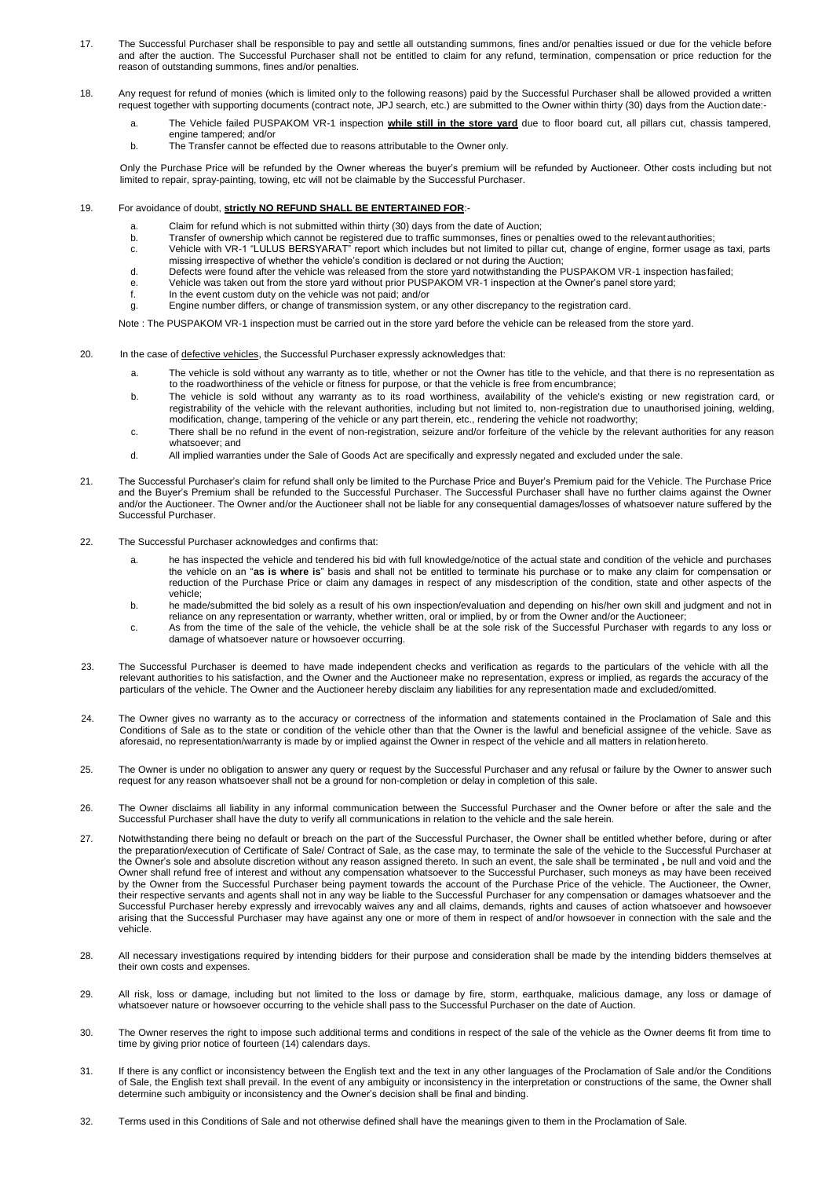17. The Successful Purchaser shall be responsible to pay and settle all outstanding summons, fines and/or penalties issued or due for the vehicle before and after the auction. The Successful Purchaser shall not be entitled to claim for any refund, termination, compensation or price reduction for the reason of outstanding summons, fines and/or penalties.

18. Any request for refund of monies (which is limited only to the following reasons) paid by the Successful Purchaser shall be allowed provided a written request together with supporting documents (contract note, JPJ search, etc.) are submitted to the Owner within thirty (30) days from the Auction date:-

    a. The Vehicle failed PUSPAKOM VR-1 inspection **while still in the store yard** due to floor board cut, all pillars cut, chassis tampered, engine tampered; and/or
    b. The Transfer cannot be effected due to reasons attributable to the Owner only.

    Only the Purchase Price will be refunded by the Owner whereas the buyer's premium will be refunded by Auctioneer. Other costs including but not limited to repair, spray-painting, towing, etc will not be claimable by the Successful Purchaser.

19. For avoidance of doubt, **strictly NO REFUND SHALL BE ENTERTAINED FOR**:-

    a. Claim for refund which is not submitted within thirty (30) days from the date of Auction;
    b. Transfer of ownership which cannot be registered due to traffic summonses, fines or penalties owed to the relevant authorities;
    c. Vehicle with VR-1 "LULUS BERSYARAT" report which includes but not limited to pillar cut, change of engine, former usage as taxi, parts missing irrespective of whether the vehicle's condition is declared or not during the Auction;
    d. Defects were found after the vehicle was released from the store yard notwithstanding the PUSPAKOM VR-1 inspection has failed;
    e. Vehicle was taken out from the store yard without prior PUSPAKOM VR-1 inspection at the Owner's panel store yard;
    f. In the event custom duty on the vehicle was not paid; and/or
    g. Engine number differs, or change of transmission system, or any other discrepancy to the registration card.

    Note : The PUSPAKOM VR-1 inspection must be carried out in the store yard before the vehicle can be released from the store yard.

20. In the case of defective vehicles, the Successful Purchaser expressly acknowledges that:

    a. The vehicle is sold without any warranty as to title, whether or not the Owner has title to the vehicle, and that there is no representation as to the roadworthiness of the vehicle or fitness for purpose, or that the vehicle is free from encumbrance;
    b. The vehicle is sold without any warranty as to its road worthiness, availability of the vehicle's existing or new registration card, or registrability of the vehicle with the relevant authorities, including but not limited to, non-registration due to unauthorised joining, welding, modification, change, tampering of the vehicle or any part therein, etc., rendering the vehicle not roadworthy;
    c. There shall be no refund in the event of non-registration, seizure and/or forfeiture of the vehicle by the relevant authorities for any reason whatsoever; and
    d. All implied warranties under the Sale of Goods Act are specifically and expressly negated and excluded under the sale.

21. The Successful Purchaser's claim for refund shall only be limited to the Purchase Price and Buyer's Premium paid for the Vehicle. The Purchase Price and the Buyer's Premium shall be refunded to the Successful Purchaser. The Successful Purchaser shall have no further claims against the Owner and/or the Auctioneer. The Owner and/or the Auctioneer shall not be liable for any consequential damages/losses of whatsoever nature suffered by the Successful Purchaser.

22. The Successful Purchaser acknowledges and confirms that:

    a. he has inspected the vehicle and tendered his bid with full knowledge/notice of the actual state and condition of the vehicle and purchases the vehicle on an "**as is where is**" basis and shall not be entitled to terminate his purchase or to make any claim for compensation or reduction of the Purchase Price or claim any damages in respect of any misdescription of the condition, state and other aspects of the vehicle;
    b. he made/submitted the bid solely as a result of his own inspection/evaluation and depending on his/her own skill and judgment and not in reliance on any representation or warranty, whether written, oral or implied, by or from the Owner and/or the Auctioneer;
    c. As from the time of the sale of the vehicle, the vehicle shall be at the sole risk of the Successful Purchaser with regards to any loss or damage of whatsoever nature or howsoever occurring.

23. The Successful Purchaser is deemed to have made independent checks and verification as regards to the particulars of the vehicle with all the relevant authorities to his satisfaction, and the Owner and the Auctioneer make no representation, express or implied, as regards the accuracy of the particulars of the vehicle. The Owner and the Auctioneer hereby disclaim any liabilities for any representation made and excluded/omitted.

24. The Owner gives no warranty as to the accuracy or correctness of the information and statements contained in the Proclamation of Sale and this Conditions of Sale as to the state or condition of the vehicle other than that the Owner is the lawful and beneficial assignee of the vehicle. Save as aforesaid, no representation/warranty is made by or implied against the Owner in respect of the vehicle and all matters in relation hereto.

25. The Owner is under no obligation to answer any query or request by the Successful Purchaser and any refusal or failure by the Owner to answer such request for any reason whatsoever shall not be a ground for non-completion or delay in completion of this sale.

26. The Owner disclaims all liability in any informal communication between the Successful Purchaser and the Owner before or after the sale and the Successful Purchaser shall have the duty to verify all communications in relation to the vehicle and the sale herein.

27. Notwithstanding there being no default or breach on the part of the Successful Purchaser, the Owner shall be entitled whether before, during or after the preparation/execution of Certificate of Sale/ Contract of Sale, as the case may, to terminate the sale of the vehicle to the Successful Purchaser at the Owner's sole and absolute discretion without any reason assigned thereto. In such an event, the sale shall be terminated **,** be null and void and the Owner shall refund free of interest and without any compensation whatsoever to the Successful Purchaser, such moneys as may have been received by the Owner from the Successful Purchaser being payment towards the account of the Purchase Price of the vehicle. The Auctioneer, the Owner, their respective servants and agents shall not in any way be liable to the Successful Purchaser for any compensation or damages whatsoever and the Successful Purchaser hereby expressly and irrevocably waives any and all claims, demands, rights and causes of action whatsoever and howsoever arising that the Successful Purchaser may have against any one or more of them in respect of and/or howsoever in connection with the sale and the vehicle.

28. All necessary investigations required by intending bidders for their purpose and consideration shall be made by the intending bidders themselves at their own costs and expenses.

29. All risk, loss or damage, including but not limited to the loss or damage by fire, storm, earthquake, malicious damage, any loss or damage of whatsoever nature or howsoever occurring to the vehicle shall pass to the Successful Purchaser on the date of Auction.

30. The Owner reserves the right to impose such additional terms and conditions in respect of the sale of the vehicle as the Owner deems fit from time to time by giving prior notice of fourteen (14) calendars days.

31. If there is any conflict or inconsistency between the English text and the text in any other languages of the Proclamation of Sale and/or the Conditions of Sale, the English text shall prevail. In the event of any ambiguity or inconsistency in the interpretation or constructions of the same, the Owner shall determine such ambiguity or inconsistency and the Owner's decision shall be final and binding.

32. Terms used in this Conditions of Sale and not otherwise defined shall have the meanings given to them in the Proclamation of Sale.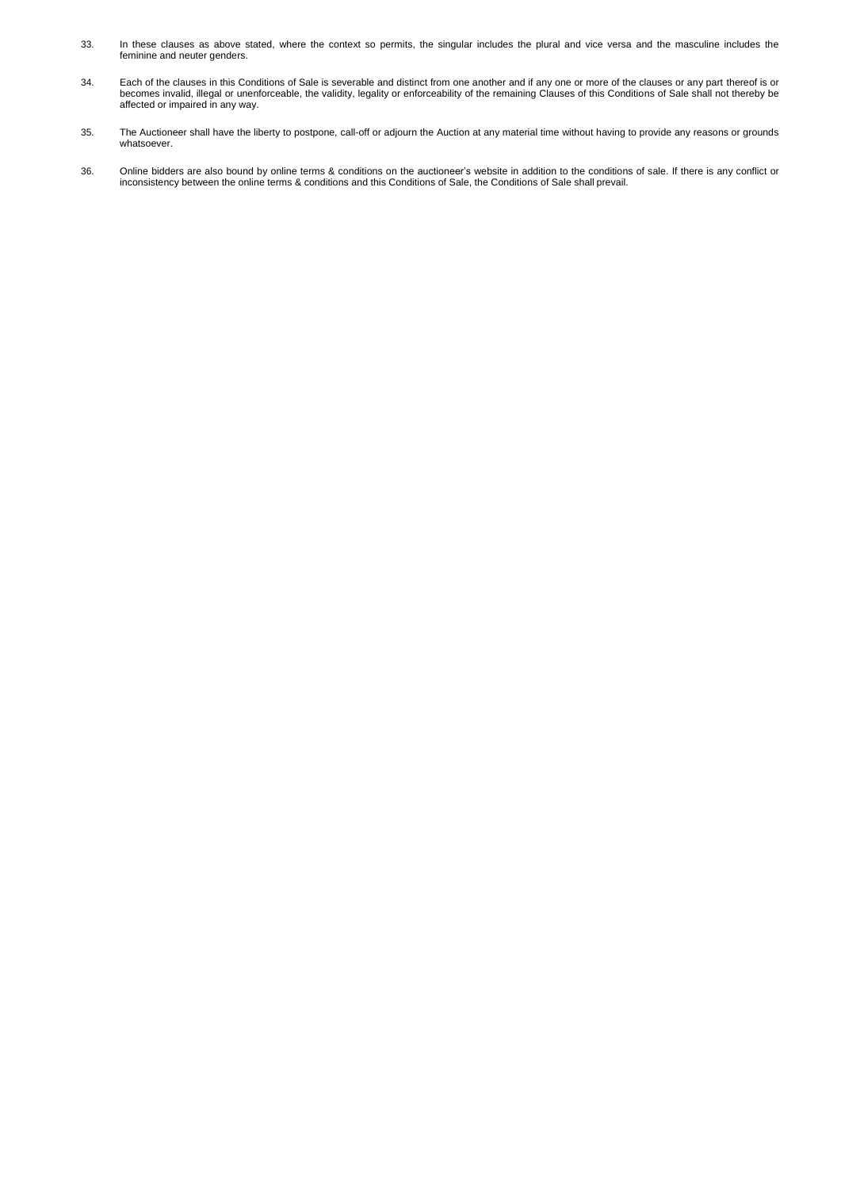33. In these clauses as above stated, where the context so permits, the singular includes the plural and vice versa and the masculine includes the feminine and neuter genders.

34. Each of the clauses in this Conditions of Sale is severable and distinct from one another and if any one or more of the clauses or any part thereof is or becomes invalid, illegal or unenforceable, the validity, legality or enforceability of the remaining Clauses of this Conditions of Sale shall not thereby be affected or impaired in any way.

35. The Auctioneer shall have the liberty to postpone, call-off or adjourn the Auction at any material time without having to provide any reasons or grounds whatsoever.

36. Online bidders are also bound by online terms & conditions on the auctioneer's website in addition to the conditions of sale. If there is any conflict or inconsistency between the online terms & conditions and this Conditions of Sale, the Conditions of Sale shall prevail.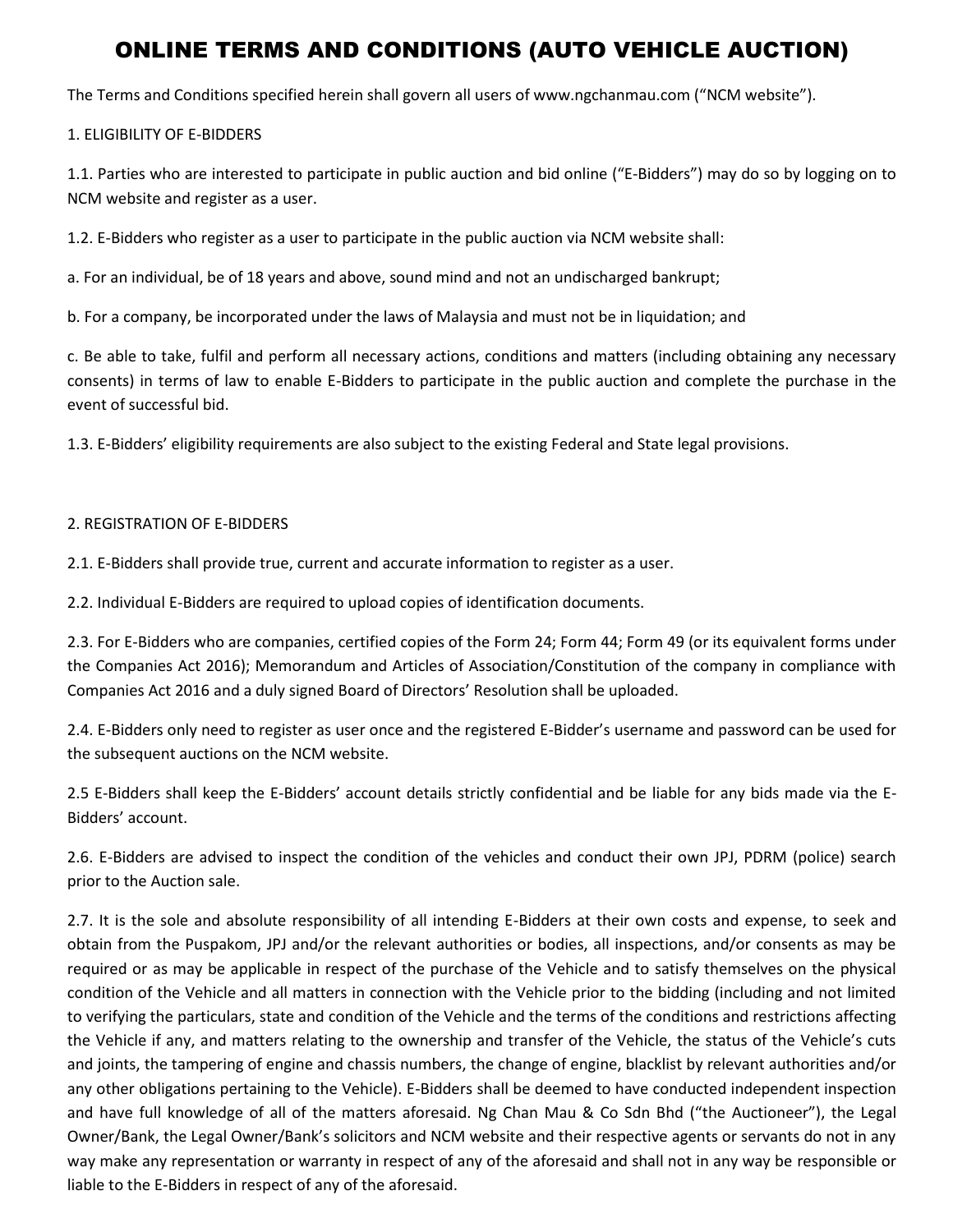# ONLINE TERMS AND CONDITIONS (AUTO VEHICLE AUCTION)

The Terms and Conditions specified herein shall govern all users of www.ngchanmau.com ("NCM website").

1. ELIGIBILITY OF E-BIDDERS

1.1. Parties who are interested to participate in public auction and bid online ("E-Bidders") may do so by logging on to NCM website and register as a user.

1.2. E-Bidders who register as a user to participate in the public auction via NCM website shall:

a. For an individual, be of 18 years and above, sound mind and not an undischarged bankrupt;

b. For a company, be incorporated under the laws of Malaysia and must not be in liquidation; and

c. Be able to take, fulfil and perform all necessary actions, conditions and matters (including obtaining any necessary consents) in terms of law to enable E-Bidders to participate in the public auction and complete the purchase in the event of successful bid.

1.3. E-Bidders' eligibility requirements are also subject to the existing Federal and State legal provisions.

2. REGISTRATION OF E-BIDDERS

2.1. E-Bidders shall provide true, current and accurate information to register as a user.

2.2. Individual E-Bidders are required to upload copies of identification documents.

2.3. For E-Bidders who are companies, certified copies of the Form 24; Form 44; Form 49 (or its equivalent forms under the Companies Act 2016); Memorandum and Articles of Association/Constitution of the company in compliance with Companies Act 2016 and a duly signed Board of Directors' Resolution shall be uploaded.

2.4. E-Bidders only need to register as user once and the registered E-Bidder's username and password can be used for the subsequent auctions on the NCM website.

2.5 E-Bidders shall keep the E-Bidders' account details strictly confidential and be liable for any bids made via the E-Bidders' account.

2.6. E-Bidders are advised to inspect the condition of the vehicles and conduct their own JPJ, PDRM (police) search prior to the Auction sale.

2.7. It is the sole and absolute responsibility of all intending E-Bidders at their own costs and expense, to seek and obtain from the Puspakom, JPJ and/or the relevant authorities or bodies, all inspections, and/or consents as may be required or as may be applicable in respect of the purchase of the Vehicle and to satisfy themselves on the physical condition of the Vehicle and all matters in connection with the Vehicle prior to the bidding (including and not limited to verifying the particulars, state and condition of the Vehicle and the terms of the conditions and restrictions affecting the Vehicle if any, and matters relating to the ownership and transfer of the Vehicle, the status of the Vehicle's cuts and joints, the tampering of engine and chassis numbers, the change of engine, blacklist by relevant authorities and/or any other obligations pertaining to the Vehicle). E-Bidders shall be deemed to have conducted independent inspection and have full knowledge of all of the matters aforesaid. Ng Chan Mau & Co Sdn Bhd ("the Auctioneer"), the Legal Owner/Bank, the Legal Owner/Bank's solicitors and NCM website and their respective agents or servants do not in any way make any representation or warranty in respect of any of the aforesaid and shall not in any way be responsible or liable to the E-Bidders in respect of any of the aforesaid.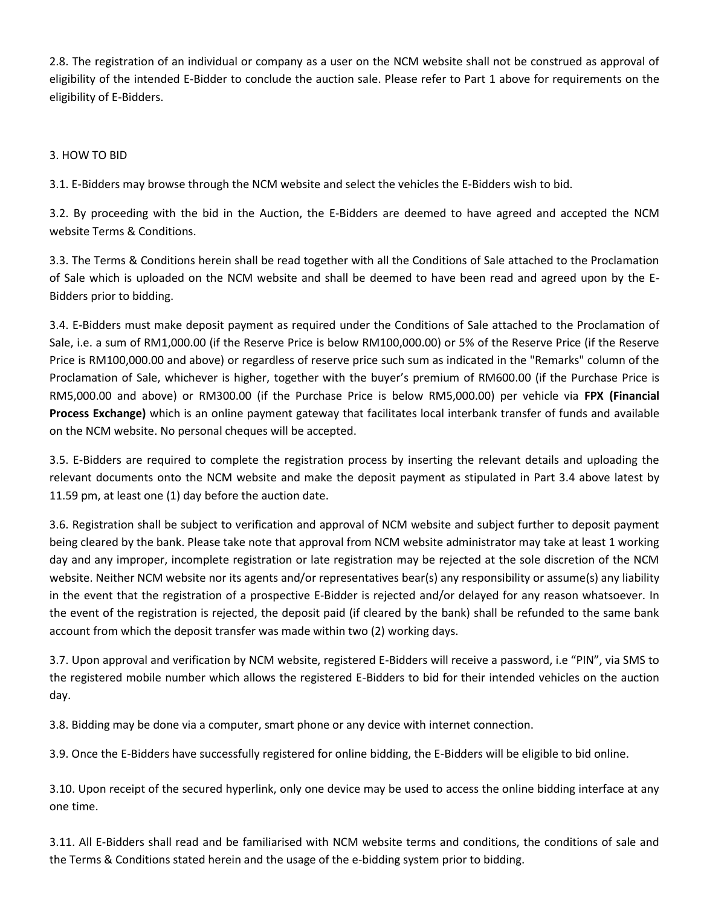2.8. The registration of an individual or company as a user on the NCM website shall not be construed as approval of eligibility of the intended E-Bidder to conclude the auction sale. Please refer to Part 1 above for requirements on the eligibility of E-Bidders.

3. HOW TO BID

3.1. E-Bidders may browse through the NCM website and select the vehicles the E-Bidders wish to bid.

3.2. By proceeding with the bid in the Auction, the E-Bidders are deemed to have agreed and accepted the NCM website Terms & Conditions.

3.3. The Terms & Conditions herein shall be read together with all the Conditions of Sale attached to the Proclamation of Sale which is uploaded on the NCM website and shall be deemed to have been read and agreed upon by the E-Bidders prior to bidding.

3.4. E-Bidders must make deposit payment as required under the Conditions of Sale attached to the Proclamation of Sale, i.e. a sum of RM1,000.00 (if the Reserve Price is below RM100,000.00) or 5% of the Reserve Price (if the Reserve Price is RM100,000.00 and above) or regardless of reserve price such sum as indicated in the "Remarks" column of the Proclamation of Sale, whichever is higher, together with the buyer's premium of RM600.00 (if the Purchase Price is RM5,000.00 and above) or RM300.00 (if the Purchase Price is below RM5,000.00) per vehicle via **FPX (Financial Process Exchange)** which is an online payment gateway that facilitates local interbank transfer of funds and available on the NCM website. No personal cheques will be accepted.

3.5. E-Bidders are required to complete the registration process by inserting the relevant details and uploading the relevant documents onto the NCM website and make the deposit payment as stipulated in Part 3.4 above latest by 11.59 pm, at least one (1) day before the auction date.

3.6. Registration shall be subject to verification and approval of NCM website and subject further to deposit payment being cleared by the bank. Please take note that approval from NCM website administrator may take at least 1 working day and any improper, incomplete registration or late registration may be rejected at the sole discretion of the NCM website. Neither NCM website nor its agents and/or representatives bear(s) any responsibility or assume(s) any liability in the event that the registration of a prospective E-Bidder is rejected and/or delayed for any reason whatsoever. In the event of the registration is rejected, the deposit paid (if cleared by the bank) shall be refunded to the same bank account from which the deposit transfer was made within two (2) working days.

3.7. Upon approval and verification by NCM website, registered E-Bidders will receive a password, i.e "PIN", via SMS to the registered mobile number which allows the registered E-Bidders to bid for their intended vehicles on the auction day.

3.8. Bidding may be done via a computer, smart phone or any device with internet connection.

3.9. Once the E-Bidders have successfully registered for online bidding, the E-Bidders will be eligible to bid online.

3.10. Upon receipt of the secured hyperlink, only one device may be used to access the online bidding interface at any one time.

3.11. All E-Bidders shall read and be familiarised with NCM website terms and conditions, the conditions of sale and the Terms & Conditions stated herein and the usage of the e-bidding system prior to bidding.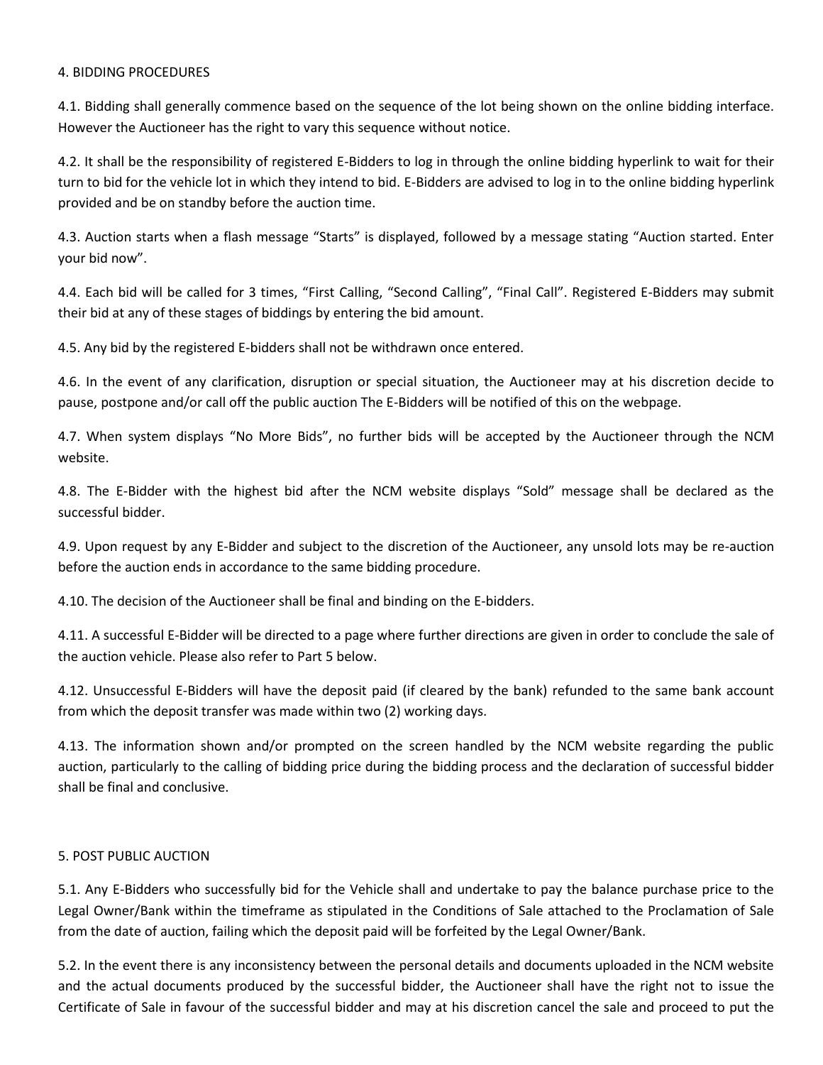## 4. BIDDING PROCEDURES

4.1. Bidding shall generally commence based on the sequence of the lot being shown on the online bidding interface. However the Auctioneer has the right to vary this sequence without notice.

4.2. It shall be the responsibility of registered E-Bidders to log in through the online bidding hyperlink to wait for their turn to bid for the vehicle lot in which they intend to bid. E-Bidders are advised to log in to the online bidding hyperlink provided and be on standby before the auction time.

4.3. Auction starts when a flash message "Starts" is displayed, followed by a message stating "Auction started. Enter your bid now".

4.4. Each bid will be called for 3 times, "First Calling, "Second Calling", "Final Call". Registered E-Bidders may submit their bid at any of these stages of biddings by entering the bid amount.

4.5. Any bid by the registered E-bidders shall not be withdrawn once entered.

4.6. In the event of any clarification, disruption or special situation, the Auctioneer may at his discretion decide to pause, postpone and/or call off the public auction The E-Bidders will be notified of this on the webpage.

4.7. When system displays "No More Bids", no further bids will be accepted by the Auctioneer through the NCM website.

4.8. The E-Bidder with the highest bid after the NCM website displays "Sold" message shall be declared as the successful bidder.

4.9. Upon request by any E-Bidder and subject to the discretion of the Auctioneer, any unsold lots may be re-auction before the auction ends in accordance to the same bidding procedure.

4.10. The decision of the Auctioneer shall be final and binding on the E-bidders.

4.11. A successful E-Bidder will be directed to a page where further directions are given in order to conclude the sale of the auction vehicle. Please also refer to Part 5 below.

4.12. Unsuccessful E-Bidders will have the deposit paid (if cleared by the bank) refunded to the same bank account from which the deposit transfer was made within two (2) working days.

4.13. The information shown and/or prompted on the screen handled by the NCM website regarding the public auction, particularly to the calling of bidding price during the bidding process and the declaration of successful bidder shall be final and conclusive.

## 5. POST PUBLIC AUCTION

5.1. Any E-Bidders who successfully bid for the Vehicle shall and undertake to pay the balance purchase price to the Legal Owner/Bank within the timeframe as stipulated in the Conditions of Sale attached to the Proclamation of Sale from the date of auction, failing which the deposit paid will be forfeited by the Legal Owner/Bank.

5.2. In the event there is any inconsistency between the personal details and documents uploaded in the NCM website and the actual documents produced by the successful bidder, the Auctioneer shall have the right not to issue the Certificate of Sale in favour of the successful bidder and may at his discretion cancel the sale and proceed to put the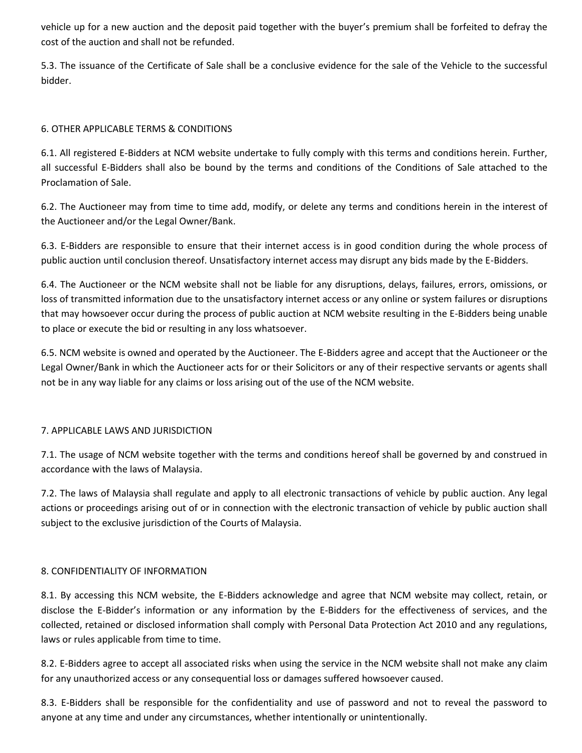vehicle up for a new auction and the deposit paid together with the buyer's premium shall be forfeited to defray the cost of the auction and shall not be refunded.

5.3. The issuance of the Certificate of Sale shall be a conclusive evidence for the sale of the Vehicle to the successful bidder.

## 6. OTHER APPLICABLE TERMS & CONDITIONS

6.1. All registered E-Bidders at NCM website undertake to fully comply with this terms and conditions herein. Further, all successful E-Bidders shall also be bound by the terms and conditions of the Conditions of Sale attached to the Proclamation of Sale.

6.2. The Auctioneer may from time to time add, modify, or delete any terms and conditions herein in the interest of the Auctioneer and/or the Legal Owner/Bank.

6.3. E-Bidders are responsible to ensure that their internet access is in good condition during the whole process of public auction until conclusion thereof. Unsatisfactory internet access may disrupt any bids made by the E-Bidders.

6.4. The Auctioneer or the NCM website shall not be liable for any disruptions, delays, failures, errors, omissions, or loss of transmitted information due to the unsatisfactory internet access or any online or system failures or disruptions that may howsoever occur during the process of public auction at NCM website resulting in the E-Bidders being unable to place or execute the bid or resulting in any loss whatsoever.

6.5. NCM website is owned and operated by the Auctioneer. The E-Bidders agree and accept that the Auctioneer or the Legal Owner/Bank in which the Auctioneer acts for or their Solicitors or any of their respective servants or agents shall not be in any way liable for any claims or loss arising out of the use of the NCM website.

## 7. APPLICABLE LAWS AND JURISDICTION

7.1. The usage of NCM website together with the terms and conditions hereof shall be governed by and construed in accordance with the laws of Malaysia.

7.2. The laws of Malaysia shall regulate and apply to all electronic transactions of vehicle by public auction. Any legal actions or proceedings arising out of or in connection with the electronic transaction of vehicle by public auction shall subject to the exclusive jurisdiction of the Courts of Malaysia.

## 8. CONFIDENTIALITY OF INFORMATION

8.1. By accessing this NCM website, the E-Bidders acknowledge and agree that NCM website may collect, retain, or disclose the E-Bidder's information or any information by the E-Bidders for the effectiveness of services, and the collected, retained or disclosed information shall comply with Personal Data Protection Act 2010 and any regulations, laws or rules applicable from time to time.

8.2. E-Bidders agree to accept all associated risks when using the service in the NCM website shall not make any claim for any unauthorized access or any consequential loss or damages suffered howsoever caused.

8.3. E-Bidders shall be responsible for the confidentiality and use of password and not to reveal the password to anyone at any time and under any circumstances, whether intentionally or unintentionally.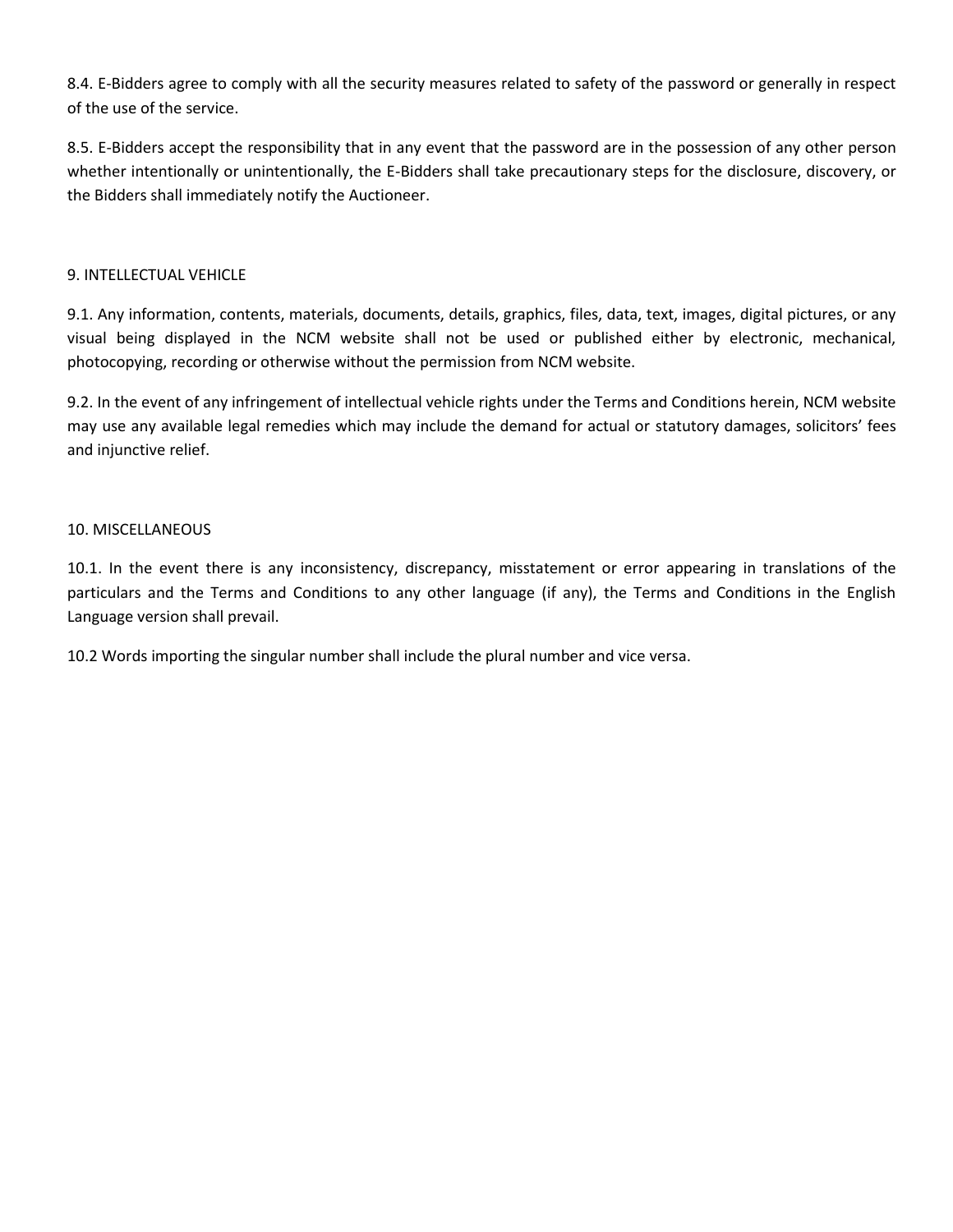8.4. E-Bidders agree to comply with all the security measures related to safety of the password or generally in respect of the use of the service.

8.5. E-Bidders accept the responsibility that in any event that the password are in the possession of any other person whether intentionally or unintentionally, the E-Bidders shall take precautionary steps for the disclosure, discovery, or the Bidders shall immediately notify the Auctioneer.

## 9. INTELLECTUAL VEHICLE

9.1. Any information, contents, materials, documents, details, graphics, files, data, text, images, digital pictures, or any visual being displayed in the NCM website shall not be used or published either by electronic, mechanical, photocopying, recording or otherwise without the permission from NCM website.

9.2. In the event of any infringement of intellectual vehicle rights under the Terms and Conditions herein, NCM website may use any available legal remedies which may include the demand for actual or statutory damages, solicitors' fees and injunctive relief.

## 10. MISCELLANEOUS

10.1. In the event there is any inconsistency, discrepancy, misstatement or error appearing in translations of the particulars and the Terms and Conditions to any other language (if any), the Terms and Conditions in the English Language version shall prevail.

10.2 Words importing the singular number shall include the plural number and vice versa.